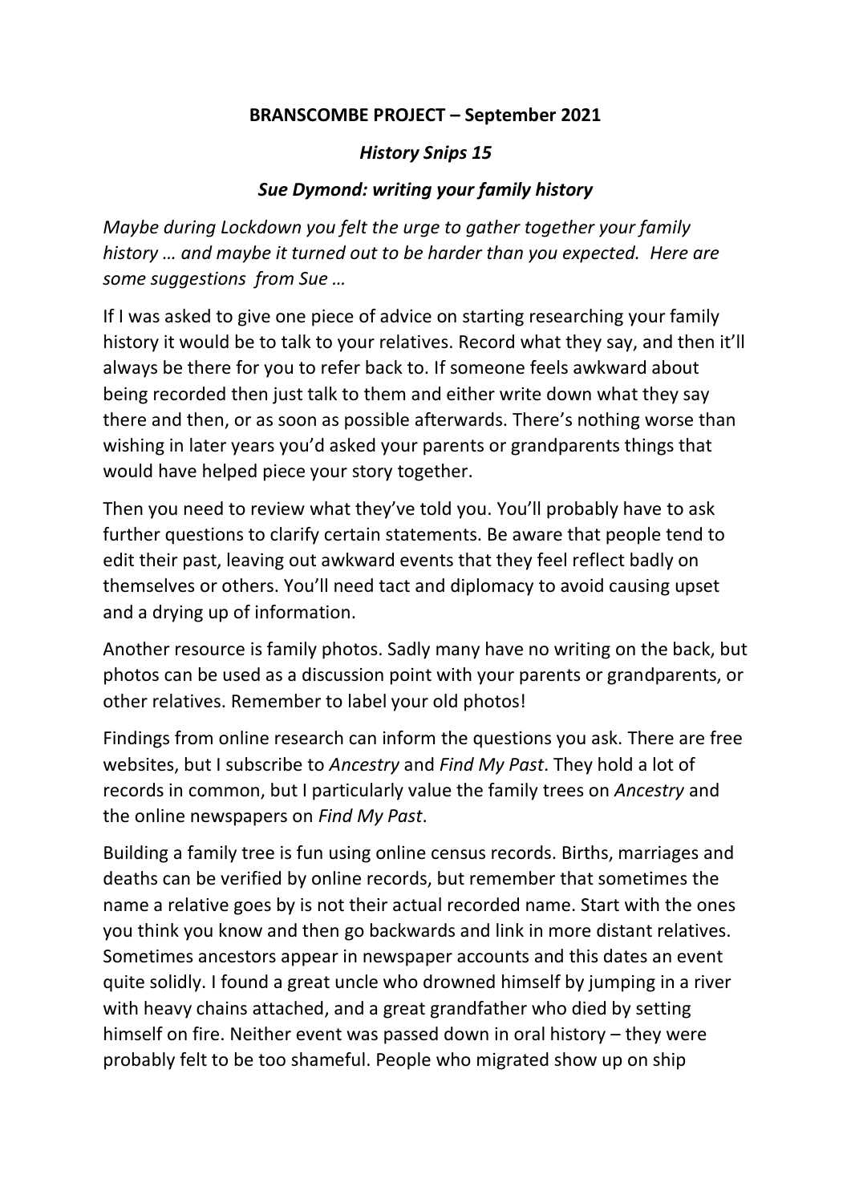**BRANSCOMBE PROJECT – September 2021**

***History Snips 15***

***Sue Dymond: writing your family history***

*Maybe during Lockdown you felt the urge to gather together your family history … and maybe it turned out to be harder than you expected. Here are some suggestions from Sue …*

If I was asked to give one piece of advice on starting researching your family history it would be to talk to your relatives. Record what they say, and then it'll always be there for you to refer back to. If someone feels awkward about being recorded then just talk to them and either write down what they say there and then, or as soon as possible afterwards. There's nothing worse than wishing in later years you'd asked your parents or grandparents things that would have helped piece your story together.

Then you need to review what they've told you. You'll probably have to ask further questions to clarify certain statements. Be aware that people tend to edit their past, leaving out awkward events that they feel reflect badly on themselves or others. You'll need tact and diplomacy to avoid causing upset and a drying up of information.

Another resource is family photos. Sadly many have no writing on the back, but photos can be used as a discussion point with your parents or grandparents, or other relatives. Remember to label your old photos!

Findings from online research can inform the questions you ask. There are free websites, but I subscribe to *Ancestry* and *Find My Past*. They hold a lot of records in common, but I particularly value the family trees on *Ancestry* and the online newspapers on *Find My Past*.

Building a family tree is fun using online census records. Births, marriages and deaths can be verified by online records, but remember that sometimes the name a relative goes by is not their actual recorded name. Start with the ones you think you know and then go backwards and link in more distant relatives. Sometimes ancestors appear in newspaper accounts and this dates an event quite solidly. I found a great uncle who drowned himself by jumping in a river with heavy chains attached, and a great grandfather who died by setting himself on fire. Neither event was passed down in oral history – they were probably felt to be too shameful. People who migrated show up on ship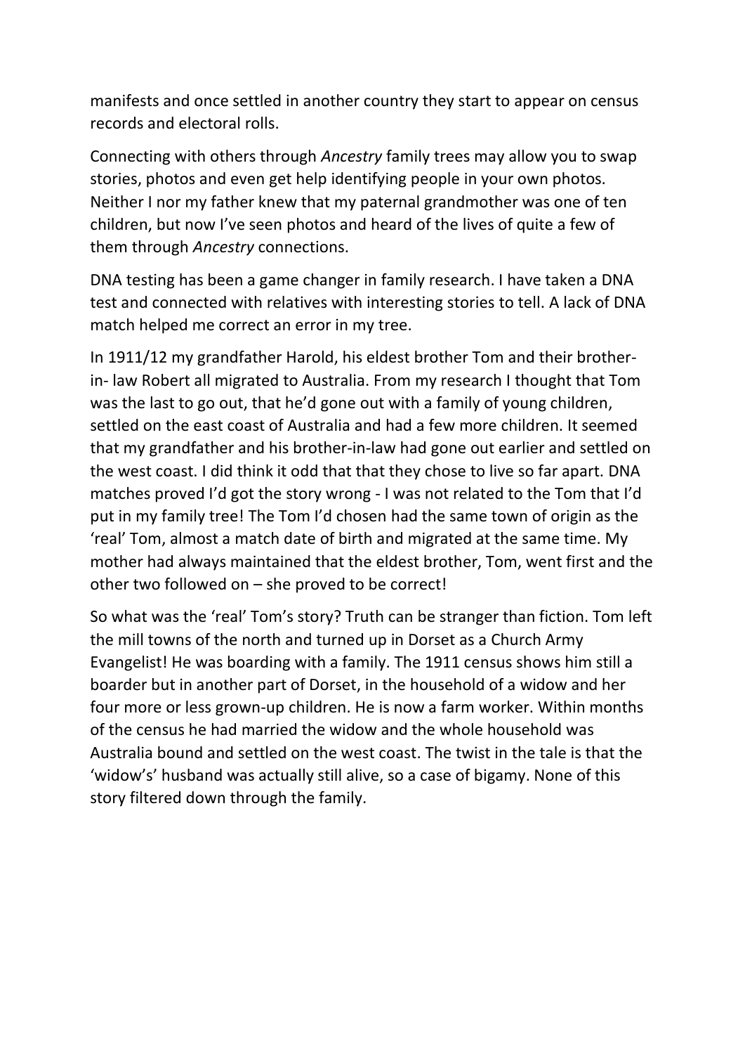manifests and once settled in another country they start to appear on census records and electoral rolls.

Connecting with others through *Ancestry* family trees may allow you to swap stories, photos and even get help identifying people in your own photos. Neither I nor my father knew that my paternal grandmother was one of ten children, but now I've seen photos and heard of the lives of quite a few of them through *Ancestry* connections.

DNA testing has been a game changer in family research. I have taken a DNA test and connected with relatives with interesting stories to tell. A lack of DNA match helped me correct an error in my tree.

In 1911/12 my grandfather Harold, his eldest brother Tom and their brother-in- law Robert all migrated to Australia. From my research I thought that Tom was the last to go out, that he'd gone out with a family of young children, settled on the east coast of Australia and had a few more children. It seemed that my grandfather and his brother-in-law had gone out earlier and settled on the west coast. I did think it odd that that they chose to live so far apart. DNA matches proved I'd got the story wrong - I was not related to the Tom that I'd put in my family tree! The Tom I'd chosen had the same town of origin as the 'real' Tom, almost a match date of birth and migrated at the same time. My mother had always maintained that the eldest brother, Tom, went first and the other two followed on – she proved to be correct!

So what was the 'real' Tom's story? Truth can be stranger than fiction. Tom left the mill towns of the north and turned up in Dorset as a Church Army Evangelist! He was boarding with a family. The 1911 census shows him still a boarder but in another part of Dorset, in the household of a widow and her four more or less grown-up children. He is now a farm worker. Within months of the census he had married the widow and the whole household was Australia bound and settled on the west coast. The twist in the tale is that the 'widow's' husband was actually still alive, so a case of bigamy. None of this story filtered down through the family.